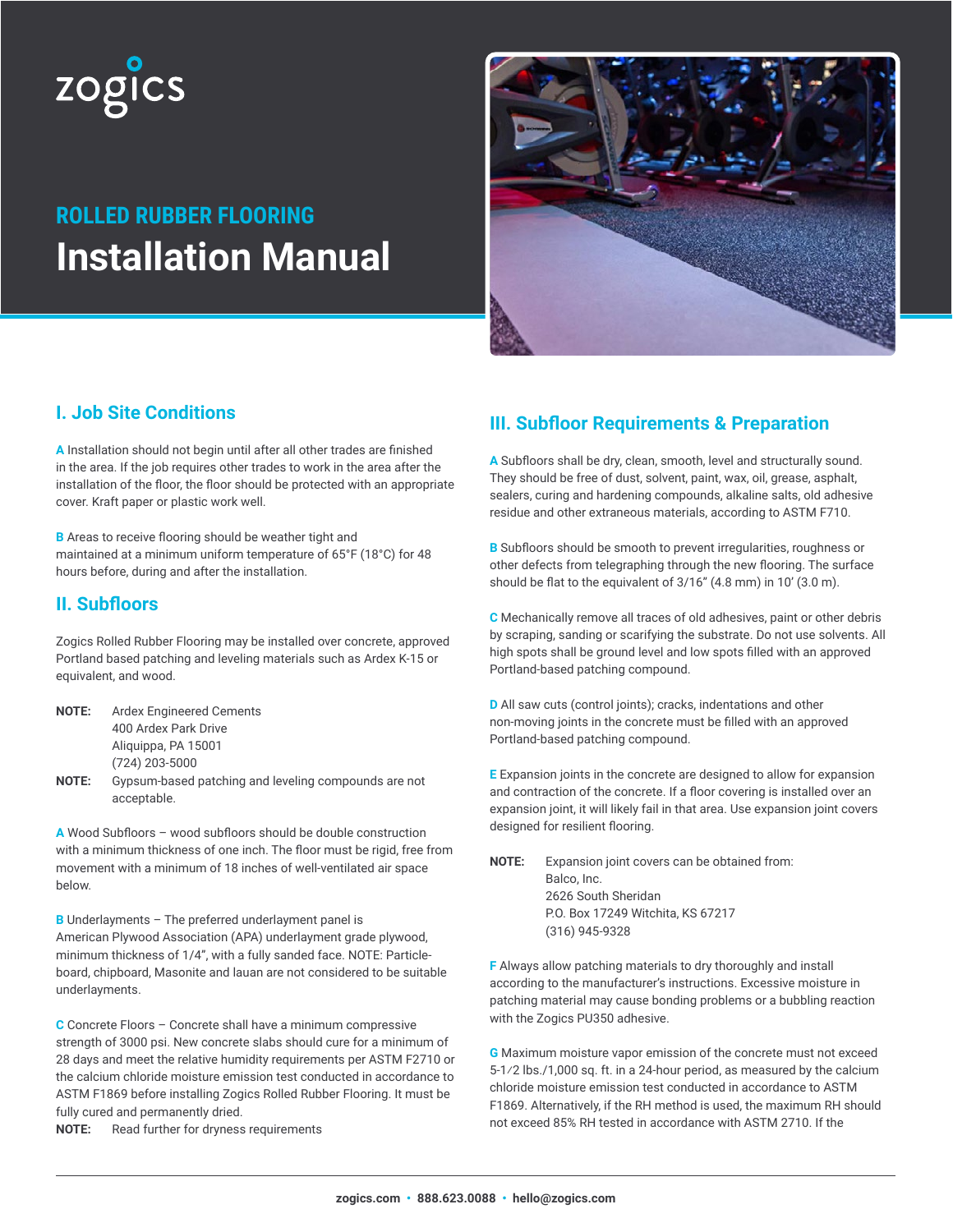zogics

## ROLLED RUBBER FLOORING

# Installation Manual

## I. Job Site Conditions

**A** Installation should not begin until after all other trades are finished in the area. If the job requires other trades to work in the area after the installation of the floor, the floor should be protected with an appropriate cover. Kraft paper or plastic work well.

**B** Areas to receive flooring should be weather tight and maintained at a minimum uniform temperature of 65°F (18°C) for 48 hours before, during and after the installation.

## II. Subfloors

Zogics Rolled Rubber Flooring may be installed over concrete, approved Portland based patching and leveling materials such as Ardex K-15 or equivalent, and wood.

**NOTE:** Ardex Engineered Cements
400 Ardex Park Drive
Aliquippa, PA 15001
(724) 203-5000

**NOTE:** Gypsum-based patching and leveling compounds are not acceptable.

**A** Wood Subfloors – wood subfloors should be double construction with a minimum thickness of one inch. The floor must be rigid, free from movement with a minimum of 18 inches of well-ventilated air space below.

**B** Underlayments – The preferred underlayment panel is American Plywood Association (APA) underlayment grade plywood, minimum thickness of 1/4", with a fully sanded face. NOTE: Particle-board, chipboard, Masonite and lauan are not considered to be suitable underlayments.

**C** Concrete Floors – Concrete shall have a minimum compressive strength of 3000 psi. New concrete slabs should cure for a minimum of 28 days and meet the relative humidity requirements per ASTM F2710 or the calcium chloride moisture emission test conducted in accordance to ASTM F1869 before installing Zogics Rolled Rubber Flooring. It must be fully cured and permanently dried.

**NOTE:** Read further for dryness requirements

## III. Subfloor Requirements & Preparation

**A** Subfloors shall be dry, clean, smooth, level and structurally sound. They should be free of dust, solvent, paint, wax, oil, grease, asphalt, sealers, curing and hardening compounds, alkaline salts, old adhesive residue and other extraneous materials, according to ASTM F710.

**B** Subfloors should be smooth to prevent irregularities, roughness or other defects from telegraphing through the new flooring. The surface should be flat to the equivalent of 3/16" (4.8 mm) in 10' (3.0 m).

**C** Mechanically remove all traces of old adhesives, paint or other debris by scraping, sanding or scarifying the substrate. Do not use solvents. All high spots shall be ground level and low spots filled with an approved Portland-based patching compound.

**D** All saw cuts (control joints); cracks, indentations and other non-moving joints in the concrete must be filled with an approved Portland-based patching compound.

**E** Expansion joints in the concrete are designed to allow for expansion and contraction of the concrete. If a floor covering is installed over an expansion joint, it will likely fail in that area. Use expansion joint covers designed for resilient flooring.

**NOTE:** Expansion joint covers can be obtained from:
Balco, Inc.
2626 South Sheridan
P.O. Box 17249 Witchita, KS 67217
(316) 945-9328

**F** Always allow patching materials to dry thoroughly and install according to the manufacturer's instructions. Excessive moisture in patching material may cause bonding problems or a bubbling reaction with the Zogics PU350 adhesive.

**G** Maximum moisture vapor emission of the concrete must not exceed 5-1/2 lbs./1,000 sq. ft. in a 24-hour period, as measured by the calcium chloride moisture emission test conducted in accordance to ASTM F1869. Alternatively, if the RH method is used, the maximum RH should not exceed 85% RH tested in accordance with ASTM 2710. If the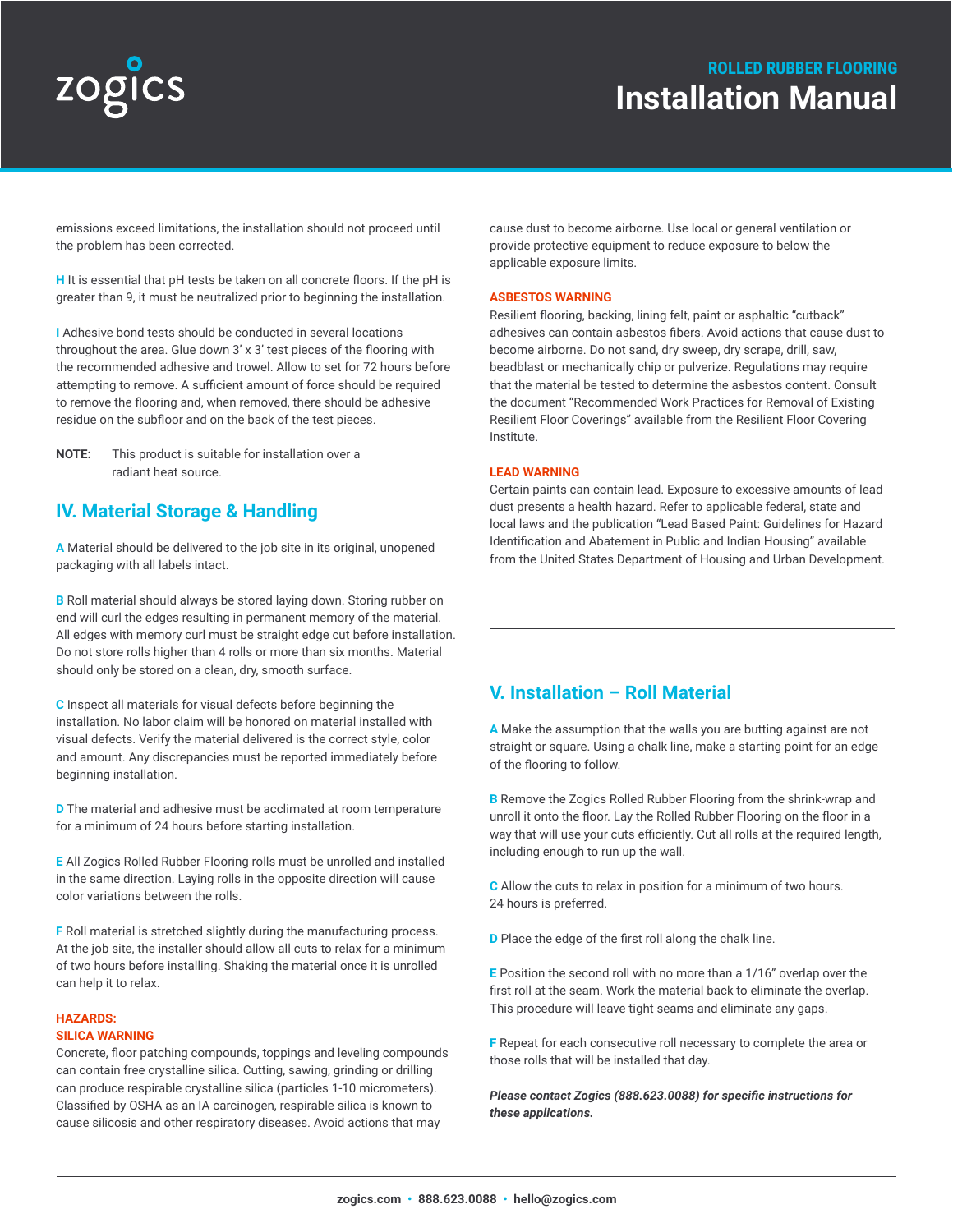emissions exceed limitations, the installation should not proceed until the problem has been corrected.

**H** It is essential that pH tests be taken on all concrete floors. If the pH is greater than 9, it must be neutralized prior to beginning the installation.

**I** Adhesive bond tests should be conducted in several locations throughout the area. Glue down 3' x 3' test pieces of the flooring with the recommended adhesive and trowel. Allow to set for 72 hours before attempting to remove. A sufficient amount of force should be required to remove the flooring and, when removed, there should be adhesive residue on the subfloor and on the back of the test pieces.

**NOTE:** This product is suitable for installation over a radiant heat source.

## IV. Material Storage & Handling

**A** Material should be delivered to the job site in its original, unopened packaging with all labels intact.

**B** Roll material should always be stored laying down. Storing rubber on end will curl the edges resulting in permanent memory of the material. All edges with memory curl must be straight edge cut before installation. Do not store rolls higher than 4 rolls or more than six months. Material should only be stored on a clean, dry, smooth surface.

**C** Inspect all materials for visual defects before beginning the installation. No labor claim will be honored on material installed with visual defects. Verify the material delivered is the correct style, color and amount. Any discrepancies must be reported immediately before beginning installation.

**D** The material and adhesive must be acclimated at room temperature for a minimum of 24 hours before starting installation.

**E** All Zogics Rolled Rubber Flooring rolls must be unrolled and installed in the same direction. Laying rolls in the opposite direction will cause color variations between the rolls.

**F** Roll material is stretched slightly during the manufacturing process. At the job site, the installer should allow all cuts to relax for a minimum of two hours before installing. Shaking the material once it is unrolled can help it to relax.

**HAZARDS:**

**SILICA WARNING**

Concrete, floor patching compounds, toppings and leveling compounds can contain free crystalline silica. Cutting, sawing, grinding or drilling can produce respirable crystalline silica (particles 1-10 micrometers). Classified by OSHA as an IA carcinogen, respirable silica is known to cause silicosis and other respiratory diseases. Avoid actions that may cause dust to become airborne. Use local or general ventilation or provide protective equipment to reduce exposure to below the applicable exposure limits.

**ASBESTOS WARNING**

Resilient flooring, backing, lining felt, paint or asphaltic "cutback" adhesives can contain asbestos fibers. Avoid actions that cause dust to become airborne. Do not sand, dry sweep, dry scrape, drill, saw, beadblast or mechanically chip or pulverize. Regulations may require that the material be tested to determine the asbestos content. Consult the document "Recommended Work Practices for Removal of Existing Resilient Floor Coverings" available from the Resilient Floor Covering Institute.

**LEAD WARNING**

Certain paints can contain lead. Exposure to excessive amounts of lead dust presents a health hazard. Refer to applicable federal, state and local laws and the publication "Lead Based Paint: Guidelines for Hazard Identification and Abatement in Public and Indian Housing" available from the United States Department of Housing and Urban Development.

## V. Installation – Roll Material

**A** Make the assumption that the walls you are butting against are not straight or square. Using a chalk line, make a starting point for an edge of the flooring to follow.

**B** Remove the Zogics Rolled Rubber Flooring from the shrink-wrap and unroll it onto the floor. Lay the Rolled Rubber Flooring on the floor in a way that will use your cuts efficiently. Cut all rolls at the required length, including enough to run up the wall.

**C** Allow the cuts to relax in position for a minimum of two hours. 24 hours is preferred.

**D** Place the edge of the first roll along the chalk line.

**E** Position the second roll with no more than a 1/16" overlap over the first roll at the seam. Work the material back to eliminate the overlap. This procedure will leave tight seams and eliminate any gaps.

**F** Repeat for each consecutive roll necessary to complete the area or those rolls that will be installed that day.

***Please contact Zogics (888.623.0088) for specific instructions for these applications.***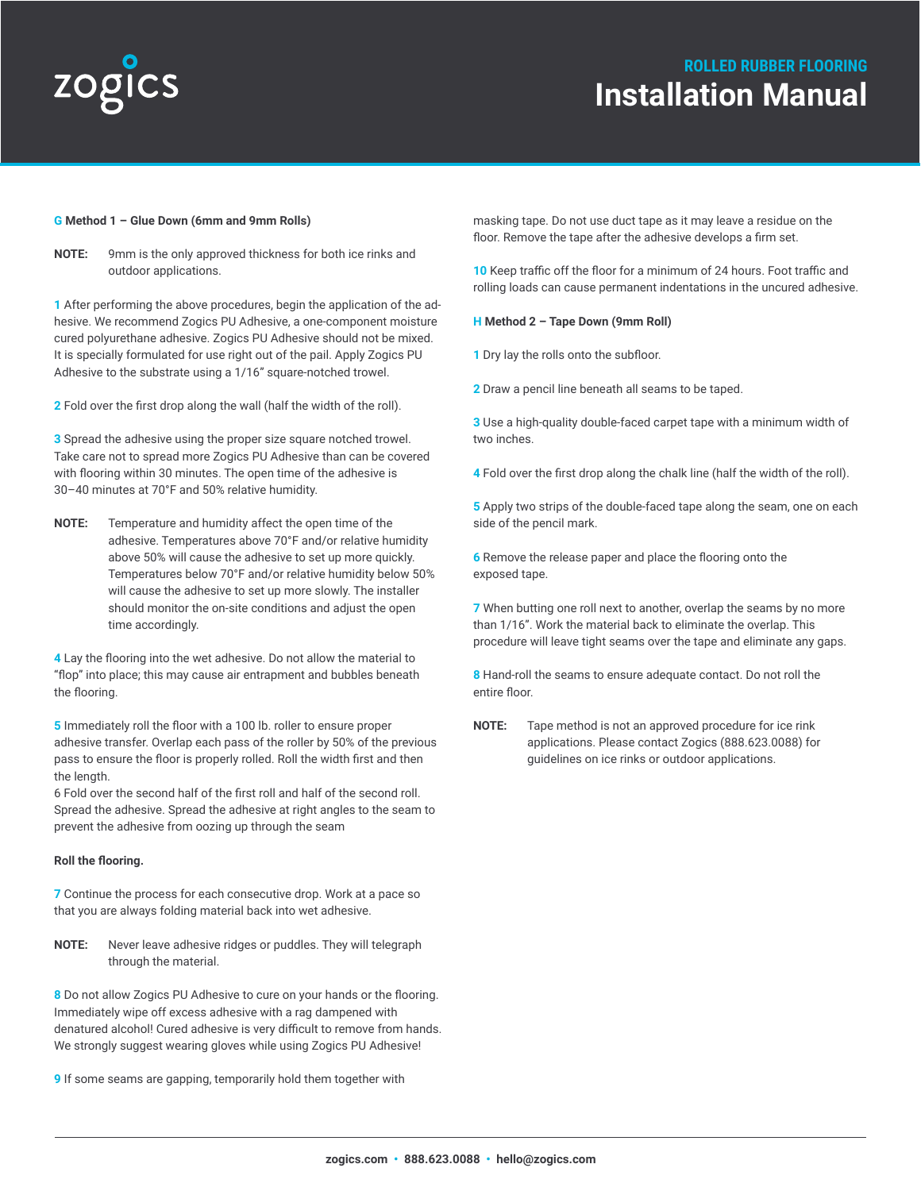# ROLLED RUBBER FLOORING
# Installation Manual

### G Method 1 – Glue Down (6mm and 9mm Rolls)

**NOTE:** 9mm is the only approved thickness for both ice rinks and outdoor applications.

1 After performing the above procedures, begin the application of the adhesive. We recommend Zogics PU Adhesive, a one-component moisture cured polyurethane adhesive. Zogics PU Adhesive should not be mixed. It is specially formulated for use right out of the pail. Apply Zogics PU Adhesive to the substrate using a 1/16" square-notched trowel.

2 Fold over the first drop along the wall (half the width of the roll).

3 Spread the adhesive using the proper size square notched trowel. Take care not to spread more Zogics PU Adhesive than can be covered with flooring within 30 minutes. The open time of the adhesive is 30–40 minutes at 70°F and 50% relative humidity.

**NOTE:** Temperature and humidity affect the open time of the adhesive. Temperatures above 70°F and/or relative humidity above 50% will cause the adhesive to set up more quickly. Temperatures below 70°F and/or relative humidity below 50% will cause the adhesive to set up more slowly. The installer should monitor the on-site conditions and adjust the open time accordingly.

4 Lay the flooring into the wet adhesive. Do not allow the material to "flop" into place; this may cause air entrapment and bubbles beneath the flooring.

5 Immediately roll the floor with a 100 lb. roller to ensure proper adhesive transfer. Overlap each pass of the roller by 50% of the previous pass to ensure the floor is properly rolled. Roll the width first and then the length.
6 Fold over the second half of the first roll and half of the second roll. Spread the adhesive. Spread the adhesive at right angles to the seam to prevent the adhesive from oozing up through the seam

**Roll the flooring.**

7 Continue the process for each consecutive drop. Work at a pace so that you are always folding material back into wet adhesive.

**NOTE:** Never leave adhesive ridges or puddles. They will telegraph through the material.

8 Do not allow Zogics PU Adhesive to cure on your hands or the flooring. Immediately wipe off excess adhesive with a rag dampened with denatured alcohol! Cured adhesive is very difficult to remove from hands. We strongly suggest wearing gloves while using Zogics PU Adhesive!

9 If some seams are gapping, temporarily hold them together with masking tape. Do not use duct tape as it may leave a residue on the floor. Remove the tape after the adhesive develops a firm set.

10 Keep traffic off the floor for a minimum of 24 hours. Foot traffic and rolling loads can cause permanent indentations in the uncured adhesive.

### H Method 2 – Tape Down (9mm Roll)

1 Dry lay the rolls onto the subfloor.

2 Draw a pencil line beneath all seams to be taped.

3 Use a high-quality double-faced carpet tape with a minimum width of two inches.

4 Fold over the first drop along the chalk line (half the width of the roll).

5 Apply two strips of the double-faced tape along the seam, one on each side of the pencil mark.

6 Remove the release paper and place the flooring onto the exposed tape.

7 When butting one roll next to another, overlap the seams by no more than 1/16". Work the material back to eliminate the overlap. This procedure will leave tight seams over the tape and eliminate any gaps.

8 Hand-roll the seams to ensure adequate contact. Do not roll the entire floor.

**NOTE:** Tape method is not an approved procedure for ice rink applications. Please contact Zogics (888.623.0088) for guidelines on ice rinks or outdoor applications.